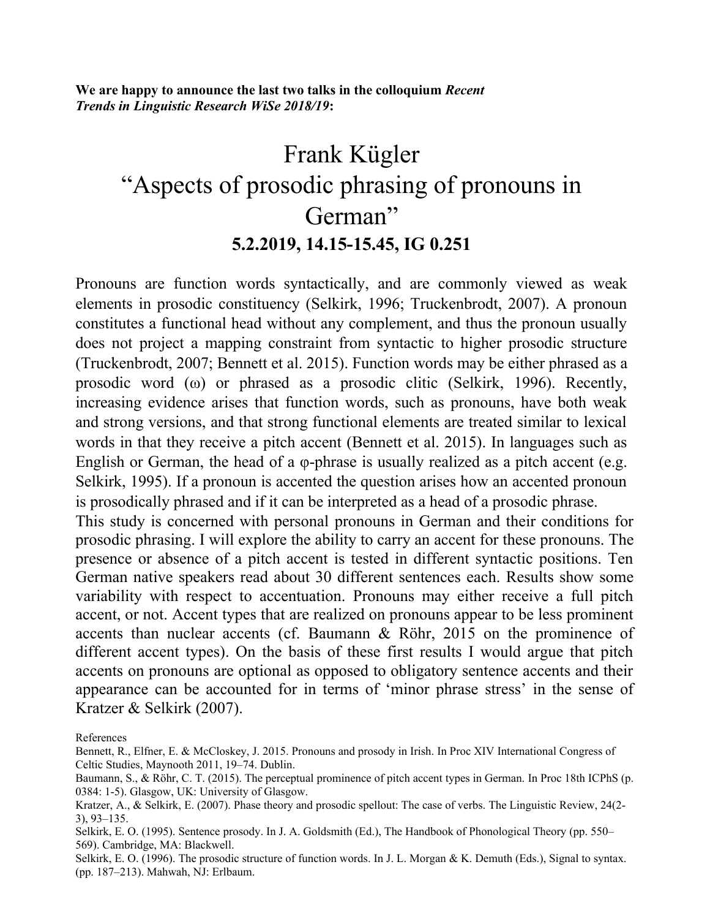**We are happy to announce the last two talks in the colloquium *Recent Trends in Linguistic Research WiSe 2018/19*:**

# Frank Kügler
# "Aspects of prosodic phrasing of pronouns in German"

### 5.2.2019, 14.15-15.45, IG 0.251

Pronouns are function words syntactically, and are commonly viewed as weak elements in prosodic constituency (Selkirk, 1996; Truckenbrodt, 2007). A pronoun constitutes a functional head without any complement, and thus the pronoun usually does not project a mapping constraint from syntactic to higher prosodic structure (Truckenbrodt, 2007; Bennett et al. 2015). Function words may be either phrased as a prosodic word (ω) or phrased as a prosodic clitic (Selkirk, 1996). Recently, increasing evidence arises that function words, such as pronouns, have both weak and strong versions, and that strong functional elements are treated similar to lexical words in that they receive a pitch accent (Bennett et al. 2015). In languages such as English or German, the head of a φ-phrase is usually realized as a pitch accent (e.g. Selkirk, 1995). If a pronoun is accented the question arises how an accented pronoun is prosodically phrased and if it can be interpreted as a head of a prosodic phrase.

This study is concerned with personal pronouns in German and their conditions for prosodic phrasing. I will explore the ability to carry an accent for these pronouns. The presence or absence of a pitch accent is tested in different syntactic positions. Ten German native speakers read about 30 different sentences each. Results show some variability with respect to accentuation. Pronouns may either receive a full pitch accent, or not. Accent types that are realized on pronouns appear to be less prominent accents than nuclear accents (cf. Baumann & Röhr, 2015 on the prominence of different accent types). On the basis of these first results I would argue that pitch accents on pronouns are optional as opposed to obligatory sentence accents and their appearance can be accounted for in terms of 'minor phrase stress' in the sense of Kratzer & Selkirk (2007).

References

Bennett, R., Elfner, E. & McCloskey, J. 2015. Pronouns and prosody in Irish. In Proc XIV International Congress of Celtic Studies, Maynooth 2011, 19–74. Dublin.

Baumann, S., & Röhr, C. T. (2015). The perceptual prominence of pitch accent types in German. In Proc 18th ICPhS (p. 0384: 1-5). Glasgow, UK: University of Glasgow.

Kratzer, A., & Selkirk, E. (2007). Phase theory and prosodic spellout: The case of verbs. The Linguistic Review, 24(2-3), 93–135.

Selkirk, E. O. (1995). Sentence prosody. In J. A. Goldsmith (Ed.), The Handbook of Phonological Theory (pp. 550–569). Cambridge, MA: Blackwell.

Selkirk, E. O. (1996). The prosodic structure of function words. In J. L. Morgan & K. Demuth (Eds.), Signal to syntax. (pp. 187–213). Mahwah, NJ: Erlbaum.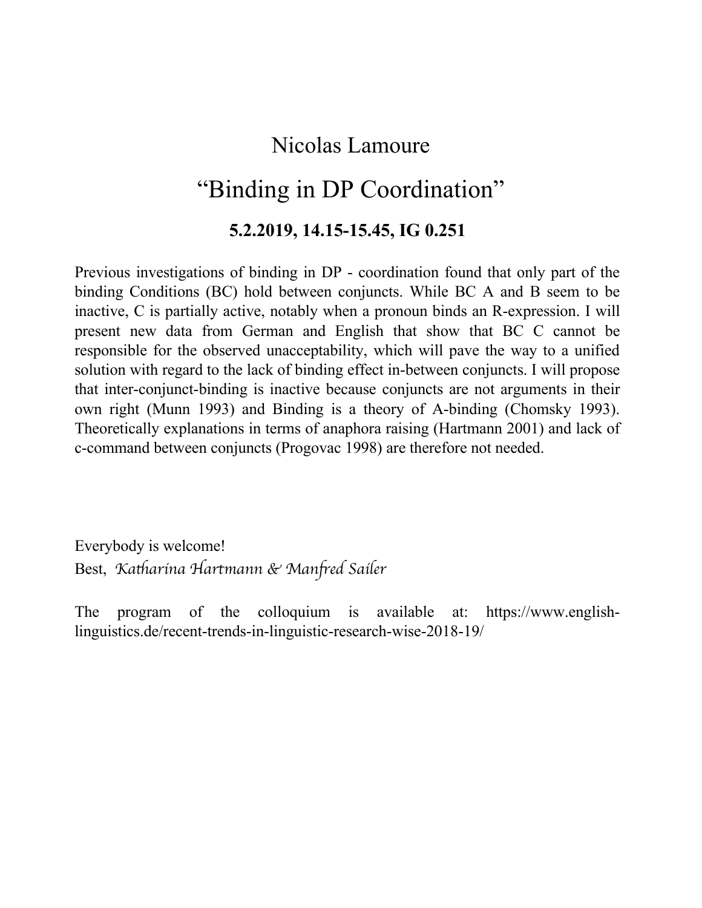# Nicolas Lamoure

## "Binding in DP Coordination"

### 5.2.2019, 14.15-15.45, IG 0.251

Previous investigations of binding in DP - coordination found that only part of the binding Conditions (BC) hold between conjuncts. While BC A and B seem to be inactive, C is partially active, notably when a pronoun binds an R-expression. I will present new data from German and English that show that BC C cannot be responsible for the observed unacceptability, which will pave the way to a unified solution with regard to the lack of binding effect in-between conjuncts. I will propose that inter-conjunct-binding is inactive because conjuncts are not arguments in their own right (Munn 1993) and Binding is a theory of A-binding (Chomsky 1993). Theoretically explanations in terms of anaphora raising (Hartmann 2001) and lack of c-command between conjuncts (Progovac 1998) are therefore not needed.

Everybody is welcome!
Best, *Katharina Hartmann & Manfred Sailer*

The program of the colloquium is available at: https://www.english-linguistics.de/recent-trends-in-linguistic-research-wise-2018-19/